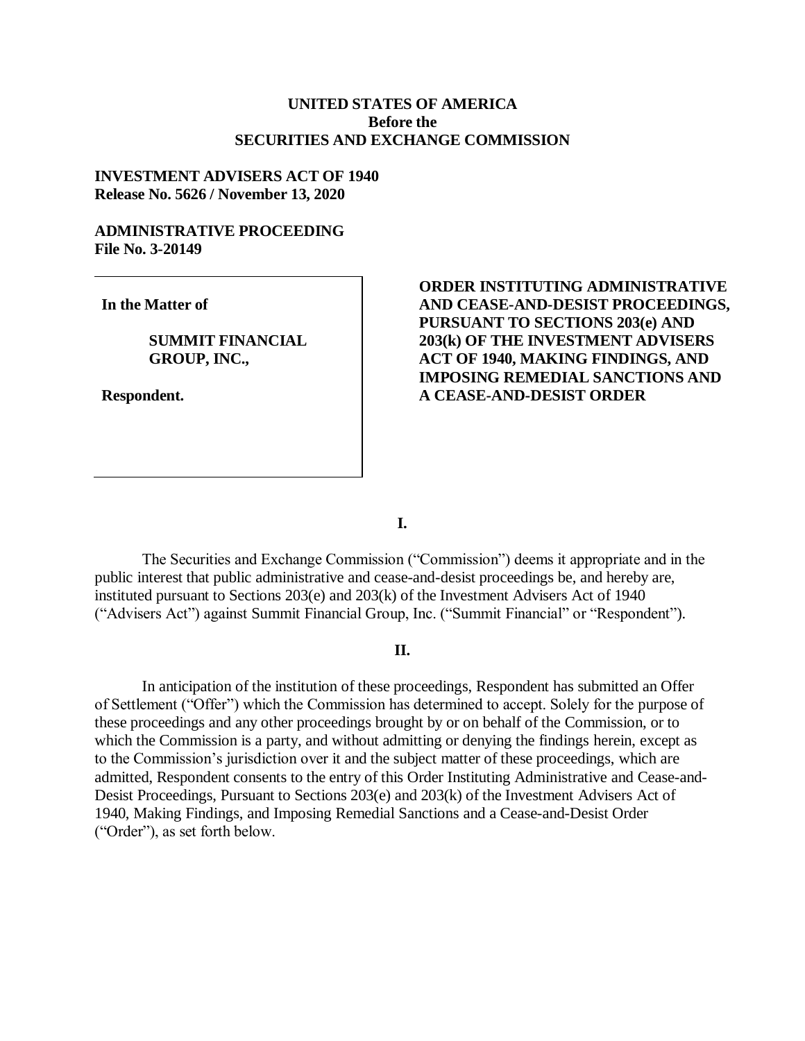**UNITED STATES OF AMERICA**
**Before the**
**SECURITIES AND EXCHANGE COMMISSION**

**INVESTMENT ADVISERS ACT OF 1940**
**Release No. 5626 / November 13, 2020**

**ADMINISTRATIVE PROCEEDING**
**File No. 3-20149**

**In the Matter of**

**SUMMIT FINANCIAL GROUP, INC.,**

**Respondent.**

**ORDER INSTITUTING ADMINISTRATIVE AND CEASE-AND-DESIST PROCEEDINGS, PURSUANT TO SECTIONS 203(e) AND 203(k) OF THE INVESTMENT ADVISERS ACT OF 1940, MAKING FINDINGS, AND IMPOSING REMEDIAL SANCTIONS AND A CEASE-AND-DESIST ORDER**

**I.**

The Securities and Exchange Commission ("Commission") deems it appropriate and in the public interest that public administrative and cease-and-desist proceedings be, and hereby are, instituted pursuant to Sections 203(e) and 203(k) of the Investment Advisers Act of 1940 ("Advisers Act") against Summit Financial Group, Inc. ("Summit Financial" or "Respondent").

**II.**

In anticipation of the institution of these proceedings, Respondent has submitted an Offer of Settlement ("Offer") which the Commission has determined to accept. Solely for the purpose of these proceedings and any other proceedings brought by or on behalf of the Commission, or to which the Commission is a party, and without admitting or denying the findings herein, except as to the Commission's jurisdiction over it and the subject matter of these proceedings, which are admitted, Respondent consents to the entry of this Order Instituting Administrative and Cease-and-Desist Proceedings, Pursuant to Sections 203(e) and 203(k) of the Investment Advisers Act of 1940, Making Findings, and Imposing Remedial Sanctions and a Cease-and-Desist Order ("Order"), as set forth below.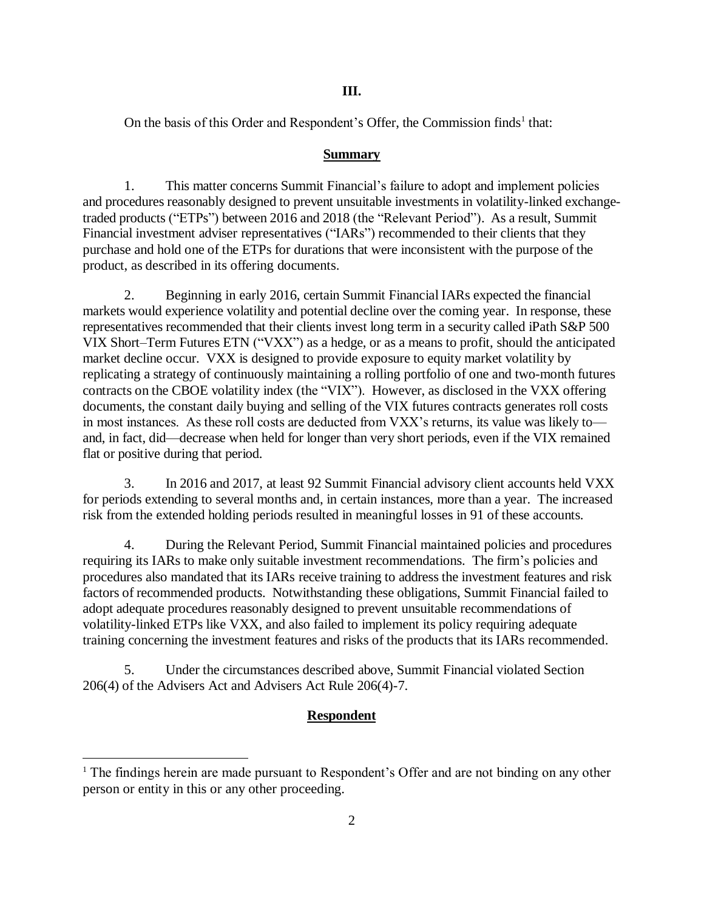## III.

On the basis of this Order and Respondent's Offer, the Commission finds[1] that:

### Summary

1. This matter concerns Summit Financial's failure to adopt and implement policies and procedures reasonably designed to prevent unsuitable investments in volatility-linked exchange-traded products ("ETPs") between 2016 and 2018 (the "Relevant Period"). As a result, Summit Financial investment adviser representatives ("IARs") recommended to their clients that they purchase and hold one of the ETPs for durations that were inconsistent with the purpose of the product, as described in its offering documents.

2. Beginning in early 2016, certain Summit Financial IARs expected the financial markets would experience volatility and potential decline over the coming year. In response, these representatives recommended that their clients invest long term in a security called iPath S&P 500 VIX Short–Term Futures ETN ("VXX") as a hedge, or as a means to profit, should the anticipated market decline occur. VXX is designed to provide exposure to equity market volatility by replicating a strategy of continuously maintaining a rolling portfolio of one and two-month futures contracts on the CBOE volatility index (the "VIX"). However, as disclosed in the VXX offering documents, the constant daily buying and selling of the VIX futures contracts generates roll costs in most instances. As these roll costs are deducted from VXX's returns, its value was likely to—and, in fact, did—decrease when held for longer than very short periods, even if the VIX remained flat or positive during that period.

3. In 2016 and 2017, at least 92 Summit Financial advisory client accounts held VXX for periods extending to several months and, in certain instances, more than a year. The increased risk from the extended holding periods resulted in meaningful losses in 91 of these accounts.

4. During the Relevant Period, Summit Financial maintained policies and procedures requiring its IARs to make only suitable investment recommendations. The firm's policies and procedures also mandated that its IARs receive training to address the investment features and risk factors of recommended products. Notwithstanding these obligations, Summit Financial failed to adopt adequate procedures reasonably designed to prevent unsuitable recommendations of volatility-linked ETPs like VXX, and also failed to implement its policy requiring adequate training concerning the investment features and risks of the products that its IARs recommended.

5. Under the circumstances described above, Summit Financial violated Section 206(4) of the Advisers Act and Advisers Act Rule 206(4)-7.

### Respondent

---

[1] The findings herein are made pursuant to Respondent's Offer and are not binding on any other person or entity in this or any other proceeding.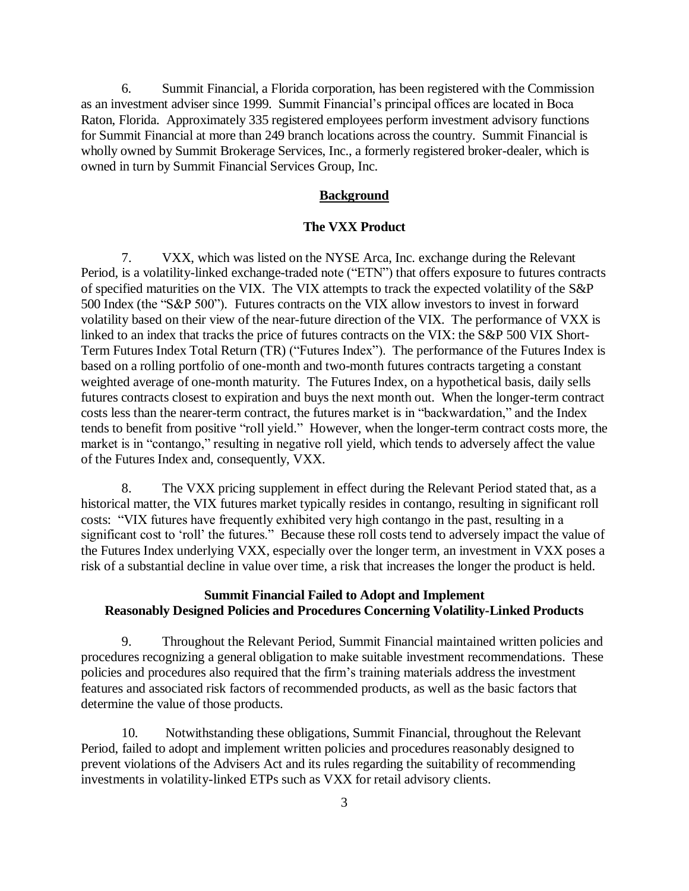6. Summit Financial, a Florida corporation, has been registered with the Commission as an investment adviser since 1999. Summit Financial's principal offices are located in Boca Raton, Florida. Approximately 335 registered employees perform investment advisory functions for Summit Financial at more than 249 branch locations across the country. Summit Financial is wholly owned by Summit Brokerage Services, Inc., a formerly registered broker-dealer, which is owned in turn by Summit Financial Services Group, Inc.

## <u>Background</u>

### The VXX Product

7. VXX, which was listed on the NYSE Arca, Inc. exchange during the Relevant Period, is a volatility-linked exchange-traded note ("ETN") that offers exposure to futures contracts of specified maturities on the VIX. The VIX attempts to track the expected volatility of the S&P 500 Index (the "S&P 500"). Futures contracts on the VIX allow investors to invest in forward volatility based on their view of the near-future direction of the VIX. The performance of VXX is linked to an index that tracks the price of futures contracts on the VIX: the S&P 500 VIX Short-Term Futures Index Total Return (TR) ("Futures Index"). The performance of the Futures Index is based on a rolling portfolio of one-month and two-month futures contracts targeting a constant weighted average of one-month maturity. The Futures Index, on a hypothetical basis, daily sells futures contracts closest to expiration and buys the next month out. When the longer-term contract costs less than the nearer-term contract, the futures market is in "backwardation," and the Index tends to benefit from positive "roll yield." However, when the longer-term contract costs more, the market is in "contango," resulting in negative roll yield, which tends to adversely affect the value of the Futures Index and, consequently, VXX.

8. The VXX pricing supplement in effect during the Relevant Period stated that, as a historical matter, the VIX futures market typically resides in contango, resulting in significant roll costs: "VIX futures have frequently exhibited very high contango in the past, resulting in a significant cost to 'roll' the futures." Because these roll costs tend to adversely impact the value of the Futures Index underlying VXX, especially over the longer term, an investment in VXX poses a risk of a substantial decline in value over time, a risk that increases the longer the product is held.

### Summit Financial Failed to Adopt and Implement Reasonably Designed Policies and Procedures Concerning Volatility-Linked Products

9. Throughout the Relevant Period, Summit Financial maintained written policies and procedures recognizing a general obligation to make suitable investment recommendations. These policies and procedures also required that the firm's training materials address the investment features and associated risk factors of recommended products, as well as the basic factors that determine the value of those products.

10. Notwithstanding these obligations, Summit Financial, throughout the Relevant Period, failed to adopt and implement written policies and procedures reasonably designed to prevent violations of the Advisers Act and its rules regarding the suitability of recommending investments in volatility-linked ETPs such as VXX for retail advisory clients.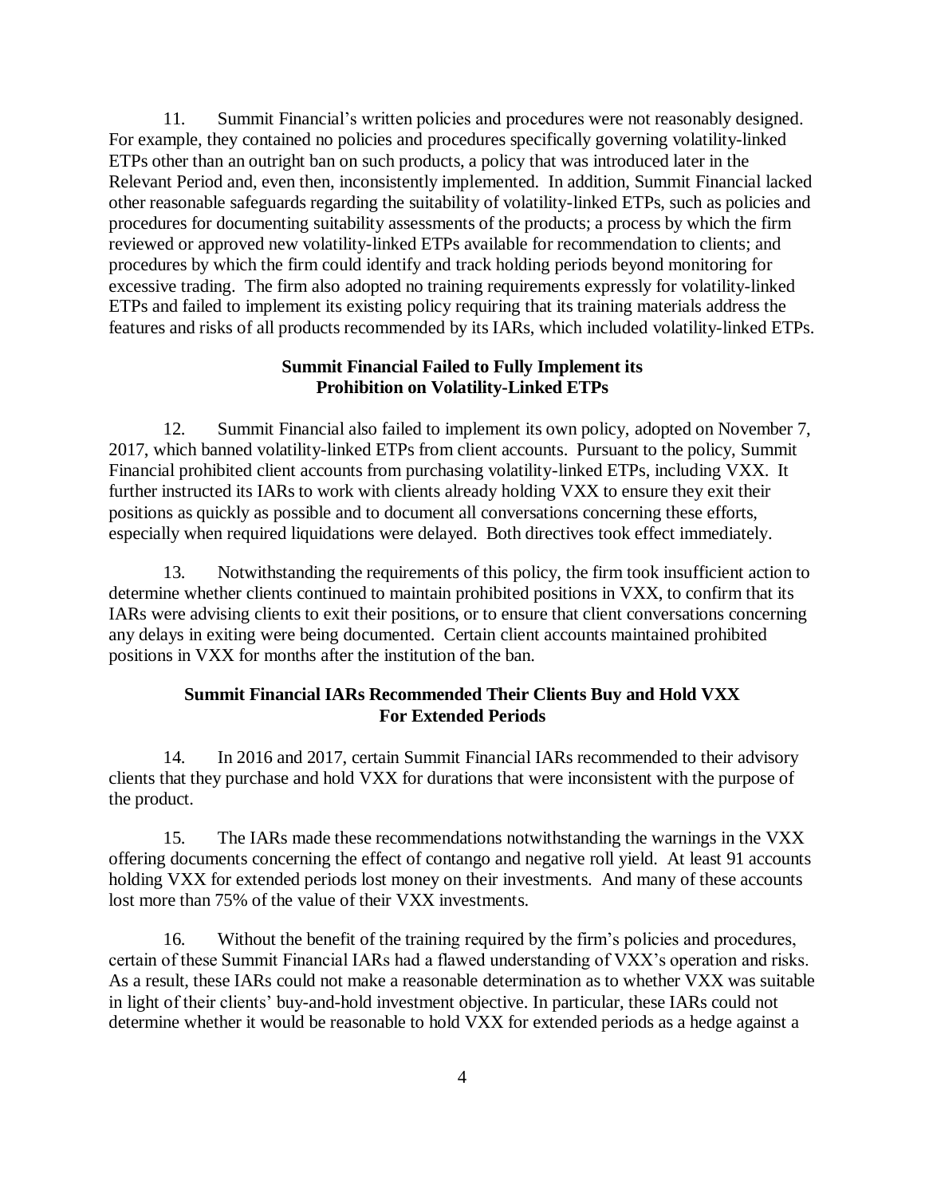11. Summit Financial's written policies and procedures were not reasonably designed. For example, they contained no policies and procedures specifically governing volatility-linked ETPs other than an outright ban on such products, a policy that was introduced later in the Relevant Period and, even then, inconsistently implemented. In addition, Summit Financial lacked other reasonable safeguards regarding the suitability of volatility-linked ETPs, such as policies and procedures for documenting suitability assessments of the products; a process by which the firm reviewed or approved new volatility-linked ETPs available for recommendation to clients; and procedures by which the firm could identify and track holding periods beyond monitoring for excessive trading. The firm also adopted no training requirements expressly for volatility-linked ETPs and failed to implement its existing policy requiring that its training materials address the features and risks of all products recommended by its IARs, which included volatility-linked ETPs.

**Summit Financial Failed to Fully Implement its Prohibition on Volatility-Linked ETPs**

12. Summit Financial also failed to implement its own policy, adopted on November 7, 2017, which banned volatility-linked ETPs from client accounts. Pursuant to the policy, Summit Financial prohibited client accounts from purchasing volatility-linked ETPs, including VXX. It further instructed its IARs to work with clients already holding VXX to ensure they exit their positions as quickly as possible and to document all conversations concerning these efforts, especially when required liquidations were delayed. Both directives took effect immediately.

13. Notwithstanding the requirements of this policy, the firm took insufficient action to determine whether clients continued to maintain prohibited positions in VXX, to confirm that its IARs were advising clients to exit their positions, or to ensure that client conversations concerning any delays in exiting were being documented. Certain client accounts maintained prohibited positions in VXX for months after the institution of the ban.

**Summit Financial IARs Recommended Their Clients Buy and Hold VXX For Extended Periods**

14. In 2016 and 2017, certain Summit Financial IARs recommended to their advisory clients that they purchase and hold VXX for durations that were inconsistent with the purpose of the product.

15. The IARs made these recommendations notwithstanding the warnings in the VXX offering documents concerning the effect of contango and negative roll yield. At least 91 accounts holding VXX for extended periods lost money on their investments. And many of these accounts lost more than 75% of the value of their VXX investments.

16. Without the benefit of the training required by the firm's policies and procedures, certain of these Summit Financial IARs had a flawed understanding of VXX's operation and risks. As a result, these IARs could not make a reasonable determination as to whether VXX was suitable in light of their clients' buy-and-hold investment objective. In particular, these IARs could not determine whether it would be reasonable to hold VXX for extended periods as a hedge against a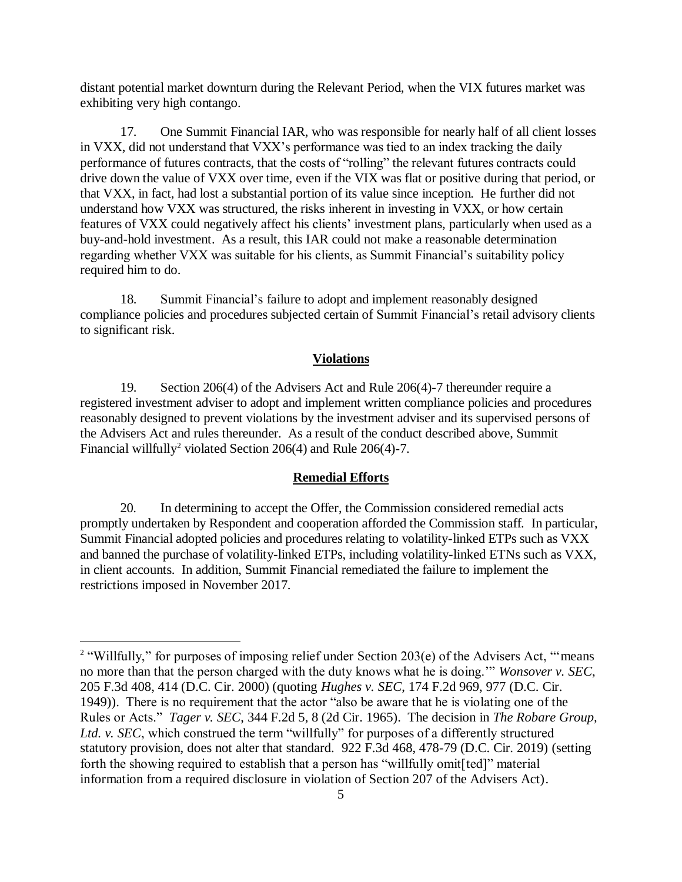distant potential market downturn during the Relevant Period, when the VIX futures market was exhibiting very high contango.

17. One Summit Financial IAR, who was responsible for nearly half of all client losses in VXX, did not understand that VXX's performance was tied to an index tracking the daily performance of futures contracts, that the costs of "rolling" the relevant futures contracts could drive down the value of VXX over time, even if the VIX was flat or positive during that period, or that VXX, in fact, had lost a substantial portion of its value since inception. He further did not understand how VXX was structured, the risks inherent in investing in VXX, or how certain features of VXX could negatively affect his clients' investment plans, particularly when used as a buy-and-hold investment. As a result, this IAR could not make a reasonable determination regarding whether VXX was suitable for his clients, as Summit Financial's suitability policy required him to do.

18. Summit Financial's failure to adopt and implement reasonably designed compliance policies and procedures subjected certain of Summit Financial's retail advisory clients to significant risk.

## Violations

19. Section 206(4) of the Advisers Act and Rule 206(4)-7 thereunder require a registered investment adviser to adopt and implement written compliance policies and procedures reasonably designed to prevent violations by the investment adviser and its supervised persons of the Advisers Act and rules thereunder. As a result of the conduct described above, Summit Financial willfully[2] violated Section 206(4) and Rule 206(4)-7.

## Remedial Efforts

20. In determining to accept the Offer, the Commission considered remedial acts promptly undertaken by Respondent and cooperation afforded the Commission staff. In particular, Summit Financial adopted policies and procedures relating to volatility-linked ETPs such as VXX and banned the purchase of volatility-linked ETPs, including volatility-linked ETNs such as VXX, in client accounts. In addition, Summit Financial remediated the failure to implement the restrictions imposed in November 2017.

---

[2] "Willfully," for purposes of imposing relief under Section 203(e) of the Advisers Act, "'means no more than that the person charged with the duty knows what he is doing.'" *Wonsover v. SEC*, 205 F.3d 408, 414 (D.C. Cir. 2000) (quoting *Hughes v. SEC*, 174 F.2d 969, 977 (D.C. Cir. 1949)). There is no requirement that the actor "also be aware that he is violating one of the Rules or Acts." *Tager v. SEC*, 344 F.2d 5, 8 (2d Cir. 1965). The decision in *The Robare Group, Ltd. v. SEC*, which construed the term "willfully" for purposes of a differently structured statutory provision, does not alter that standard. 922 F.3d 468, 478-79 (D.C. Cir. 2019) (setting forth the showing required to establish that a person has "willfully omit[ted]" material information from a required disclosure in violation of Section 207 of the Advisers Act).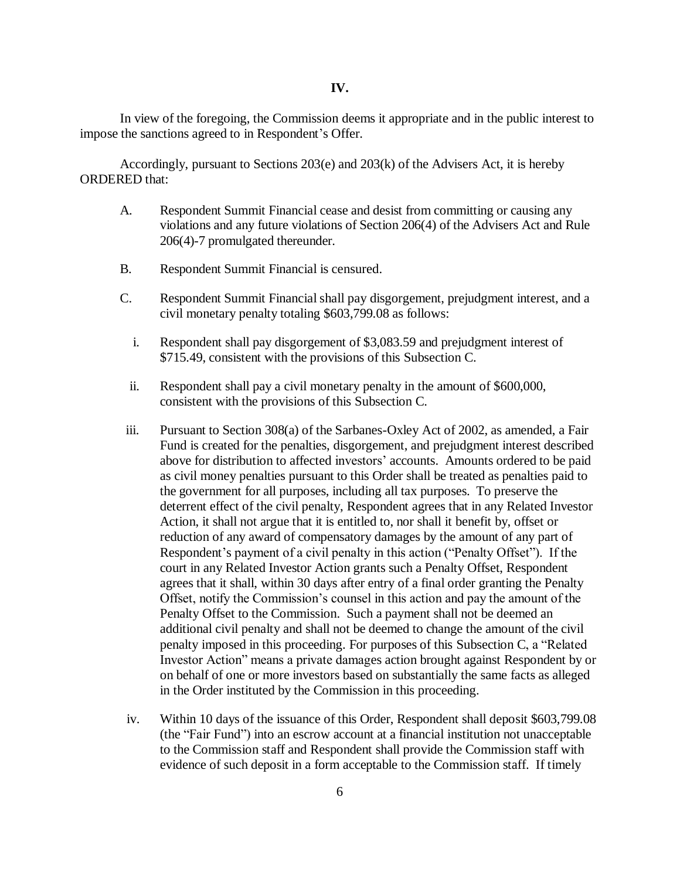## IV.

In view of the foregoing, the Commission deems it appropriate and in the public interest to impose the sanctions agreed to in Respondent's Offer.

Accordingly, pursuant to Sections 203(e) and 203(k) of the Advisers Act, it is hereby ORDERED that:

A. Respondent Summit Financial cease and desist from committing or causing any violations and any future violations of Section 206(4) of the Advisers Act and Rule 206(4)-7 promulgated thereunder.

B. Respondent Summit Financial is censured.

C. Respondent Summit Financial shall pay disgorgement, prejudgment interest, and a civil monetary penalty totaling $603,799.08 as follows:

i. Respondent shall pay disgorgement of $3,083.59 and prejudgment interest of $715.49, consistent with the provisions of this Subsection C.

ii. Respondent shall pay a civil monetary penalty in the amount of $600,000, consistent with the provisions of this Subsection C.

iii. Pursuant to Section 308(a) of the Sarbanes-Oxley Act of 2002, as amended, a Fair Fund is created for the penalties, disgorgement, and prejudgment interest described above for distribution to affected investors' accounts. Amounts ordered to be paid as civil money penalties pursuant to this Order shall be treated as penalties paid to the government for all purposes, including all tax purposes. To preserve the deterrent effect of the civil penalty, Respondent agrees that in any Related Investor Action, it shall not argue that it is entitled to, nor shall it benefit by, offset or reduction of any award of compensatory damages by the amount of any part of Respondent's payment of a civil penalty in this action ("Penalty Offset"). If the court in any Related Investor Action grants such a Penalty Offset, Respondent agrees that it shall, within 30 days after entry of a final order granting the Penalty Offset, notify the Commission's counsel in this action and pay the amount of the Penalty Offset to the Commission. Such a payment shall not be deemed an additional civil penalty and shall not be deemed to change the amount of the civil penalty imposed in this proceeding. For purposes of this Subsection C, a "Related Investor Action" means a private damages action brought against Respondent by or on behalf of one or more investors based on substantially the same facts as alleged in the Order instituted by the Commission in this proceeding.

iv. Within 10 days of the issuance of this Order, Respondent shall deposit $603,799.08 (the "Fair Fund") into an escrow account at a financial institution not unacceptable to the Commission staff and Respondent shall provide the Commission staff with evidence of such deposit in a form acceptable to the Commission staff. If timely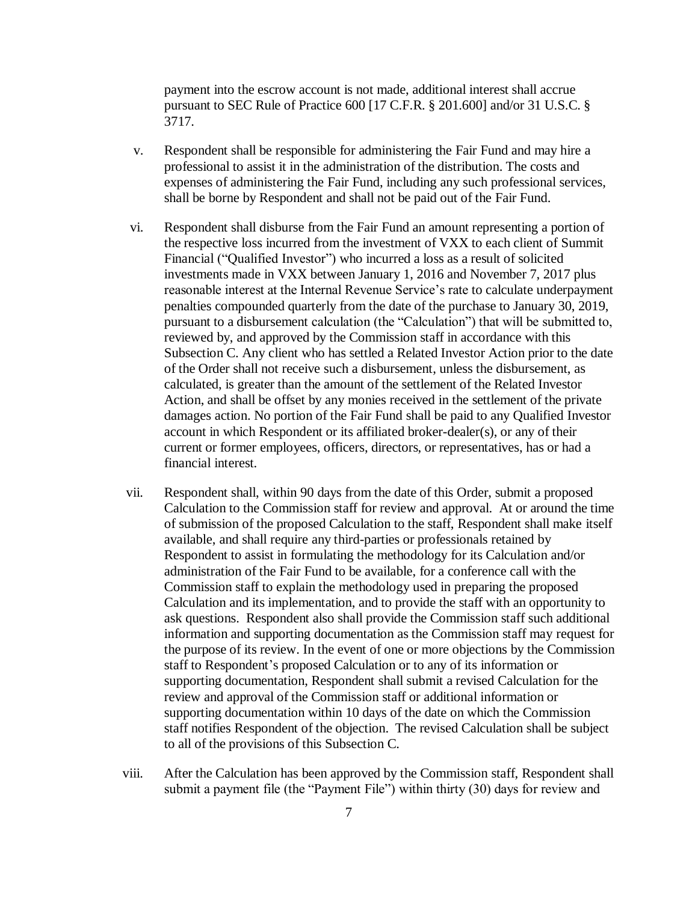payment into the escrow account is not made, additional interest shall accrue pursuant to SEC Rule of Practice 600 [17 C.F.R. § 201.600] and/or 31 U.S.C. § 3717.

v. Respondent shall be responsible for administering the Fair Fund and may hire a professional to assist it in the administration of the distribution. The costs and expenses of administering the Fair Fund, including any such professional services, shall be borne by Respondent and shall not be paid out of the Fair Fund.

vi. Respondent shall disburse from the Fair Fund an amount representing a portion of the respective loss incurred from the investment of VXX to each client of Summit Financial ("Qualified Investor") who incurred a loss as a result of solicited investments made in VXX between January 1, 2016 and November 7, 2017 plus reasonable interest at the Internal Revenue Service's rate to calculate underpayment penalties compounded quarterly from the date of the purchase to January 30, 2019, pursuant to a disbursement calculation (the "Calculation") that will be submitted to, reviewed by, and approved by the Commission staff in accordance with this Subsection C. Any client who has settled a Related Investor Action prior to the date of the Order shall not receive such a disbursement, unless the disbursement, as calculated, is greater than the amount of the settlement of the Related Investor Action, and shall be offset by any monies received in the settlement of the private damages action. No portion of the Fair Fund shall be paid to any Qualified Investor account in which Respondent or its affiliated broker-dealer(s), or any of their current or former employees, officers, directors, or representatives, has or had a financial interest.

vii. Respondent shall, within 90 days from the date of this Order, submit a proposed Calculation to the Commission staff for review and approval. At or around the time of submission of the proposed Calculation to the staff, Respondent shall make itself available, and shall require any third-parties or professionals retained by Respondent to assist in formulating the methodology for its Calculation and/or administration of the Fair Fund to be available, for a conference call with the Commission staff to explain the methodology used in preparing the proposed Calculation and its implementation, and to provide the staff with an opportunity to ask questions. Respondent also shall provide the Commission staff such additional information and supporting documentation as the Commission staff may request for the purpose of its review. In the event of one or more objections by the Commission staff to Respondent's proposed Calculation or to any of its information or supporting documentation, Respondent shall submit a revised Calculation for the review and approval of the Commission staff or additional information or supporting documentation within 10 days of the date on which the Commission staff notifies Respondent of the objection. The revised Calculation shall be subject to all of the provisions of this Subsection C.

viii. After the Calculation has been approved by the Commission staff, Respondent shall submit a payment file (the "Payment File") within thirty (30) days for review and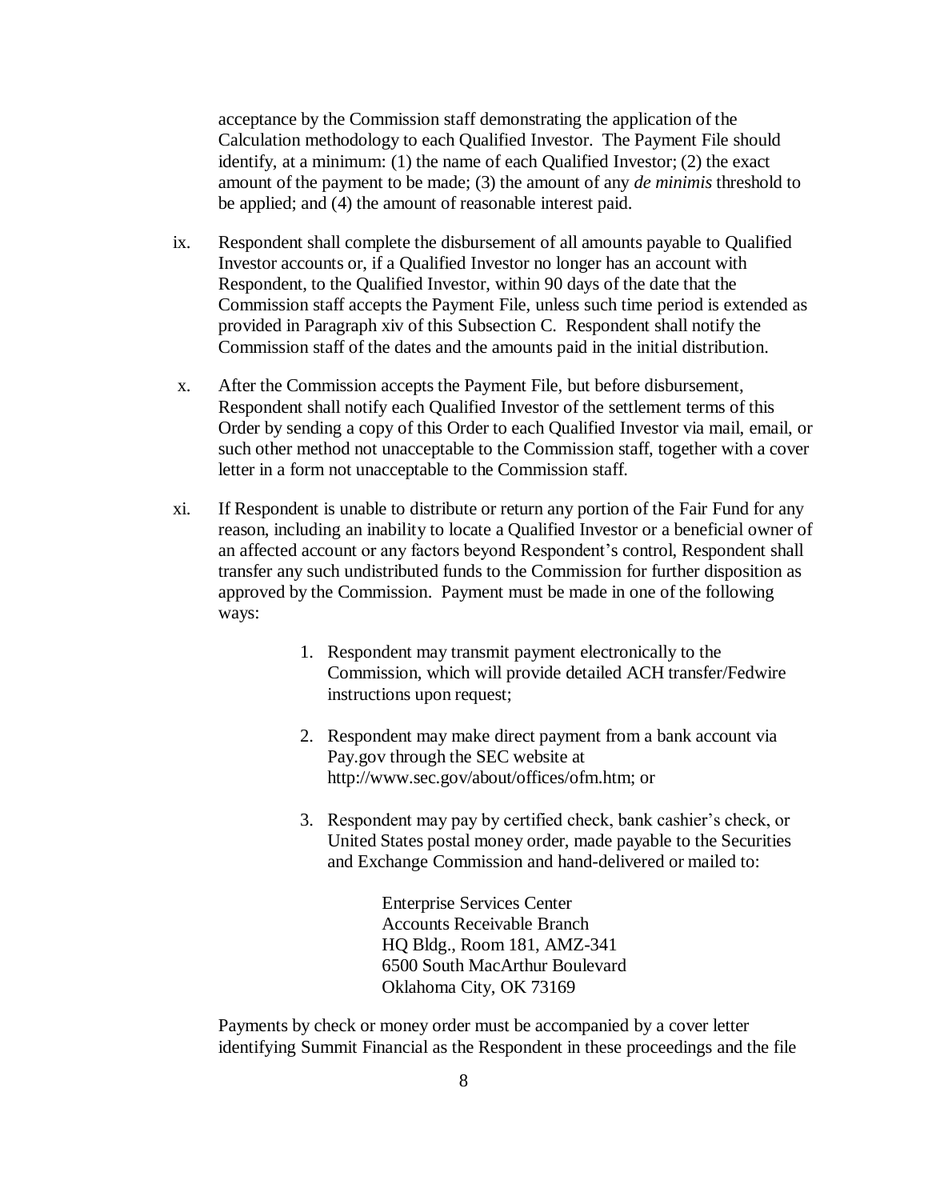acceptance by the Commission staff demonstrating the application of the Calculation methodology to each Qualified Investor. The Payment File should identify, at a minimum: (1) the name of each Qualified Investor; (2) the exact amount of the payment to be made; (3) the amount of any *de minimis* threshold to be applied; and (4) the amount of reasonable interest paid.

ix. Respondent shall complete the disbursement of all amounts payable to Qualified Investor accounts or, if a Qualified Investor no longer has an account with Respondent, to the Qualified Investor, within 90 days of the date that the Commission staff accepts the Payment File, unless such time period is extended as provided in Paragraph xiv of this Subsection C. Respondent shall notify the Commission staff of the dates and the amounts paid in the initial distribution.

x. After the Commission accepts the Payment File, but before disbursement, Respondent shall notify each Qualified Investor of the settlement terms of this Order by sending a copy of this Order to each Qualified Investor via mail, email, or such other method not unacceptable to the Commission staff, together with a cover letter in a form not unacceptable to the Commission staff.

xi. If Respondent is unable to distribute or return any portion of the Fair Fund for any reason, including an inability to locate a Qualified Investor or a beneficial owner of an affected account or any factors beyond Respondent's control, Respondent shall transfer any such undistributed funds to the Commission for further disposition as approved by the Commission. Payment must be made in one of the following ways:

1. Respondent may transmit payment electronically to the Commission, which will provide detailed ACH transfer/Fedwire instructions upon request;

2. Respondent may make direct payment from a bank account via Pay.gov through the SEC website at http://www.sec.gov/about/offices/ofm.htm; or

3. Respondent may pay by certified check, bank cashier's check, or United States postal money order, made payable to the Securities and Exchange Commission and hand-delivered or mailed to:

   Enterprise Services Center
   Accounts Receivable Branch
   HQ Bldg., Room 181, AMZ-341
   6500 South MacArthur Boulevard
   Oklahoma City, OK 73169

Payments by check or money order must be accompanied by a cover letter identifying Summit Financial as the Respondent in these proceedings and the file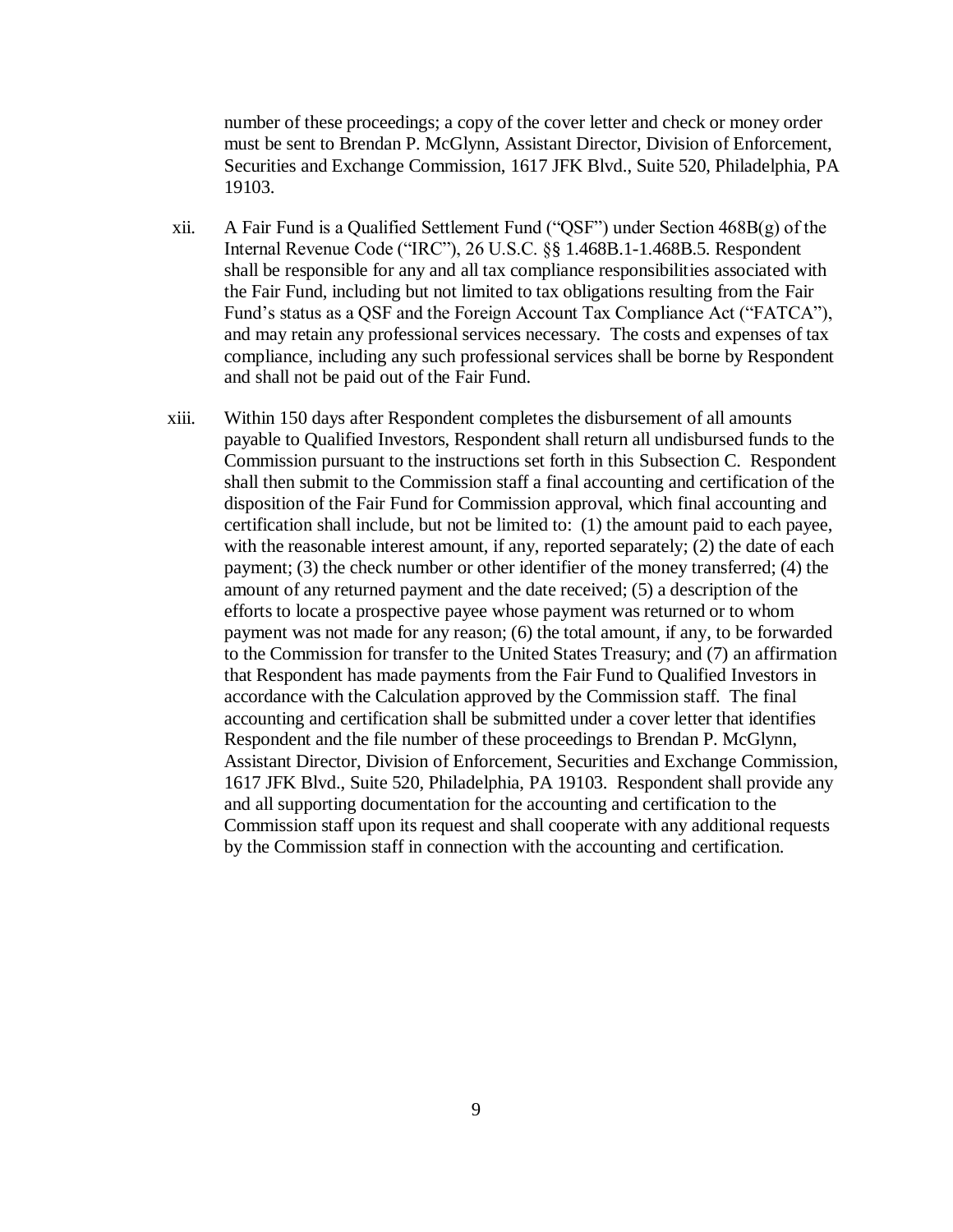number of these proceedings; a copy of the cover letter and check or money order must be sent to Brendan P. McGlynn, Assistant Director, Division of Enforcement, Securities and Exchange Commission, 1617 JFK Blvd., Suite 520, Philadelphia, PA 19103.

xii. A Fair Fund is a Qualified Settlement Fund ("QSF") under Section 468B(g) of the Internal Revenue Code ("IRC"), 26 U.S.C. §§ 1.468B.1-1.468B.5. Respondent shall be responsible for any and all tax compliance responsibilities associated with the Fair Fund, including but not limited to tax obligations resulting from the Fair Fund's status as a QSF and the Foreign Account Tax Compliance Act ("FATCA"), and may retain any professional services necessary. The costs and expenses of tax compliance, including any such professional services shall be borne by Respondent and shall not be paid out of the Fair Fund.

xiii. Within 150 days after Respondent completes the disbursement of all amounts payable to Qualified Investors, Respondent shall return all undisbursed funds to the Commission pursuant to the instructions set forth in this Subsection C. Respondent shall then submit to the Commission staff a final accounting and certification of the disposition of the Fair Fund for Commission approval, which final accounting and certification shall include, but not be limited to: (1) the amount paid to each payee, with the reasonable interest amount, if any, reported separately; (2) the date of each payment; (3) the check number or other identifier of the money transferred; (4) the amount of any returned payment and the date received; (5) a description of the efforts to locate a prospective payee whose payment was returned or to whom payment was not made for any reason; (6) the total amount, if any, to be forwarded to the Commission for transfer to the United States Treasury; and (7) an affirmation that Respondent has made payments from the Fair Fund to Qualified Investors in accordance with the Calculation approved by the Commission staff. The final accounting and certification shall be submitted under a cover letter that identifies Respondent and the file number of these proceedings to Brendan P. McGlynn, Assistant Director, Division of Enforcement, Securities and Exchange Commission, 1617 JFK Blvd., Suite 520, Philadelphia, PA 19103. Respondent shall provide any and all supporting documentation for the accounting and certification to the Commission staff upon its request and shall cooperate with any additional requests by the Commission staff in connection with the accounting and certification.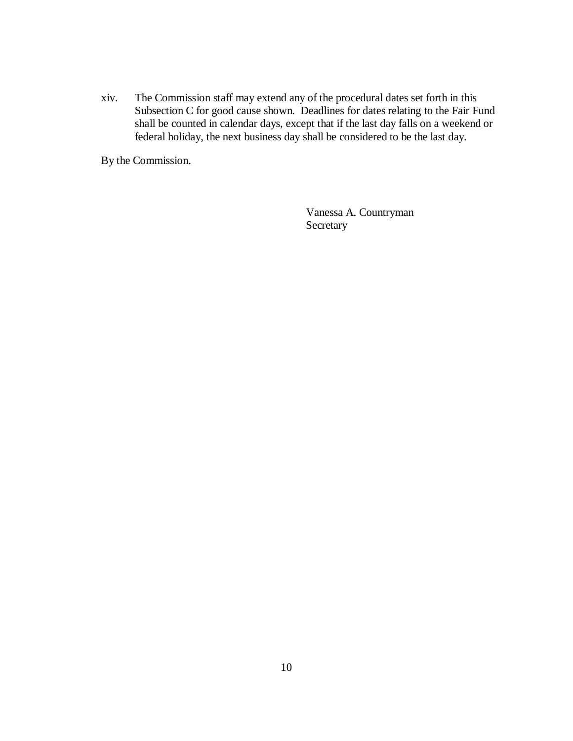xiv. The Commission staff may extend any of the procedural dates set forth in this Subsection C for good cause shown. Deadlines for dates relating to the Fair Fund shall be counted in calendar days, except that if the last day falls on a weekend or federal holiday, the next business day shall be considered to be the last day.

By the Commission.

Vanessa A. Countryman
Secretary